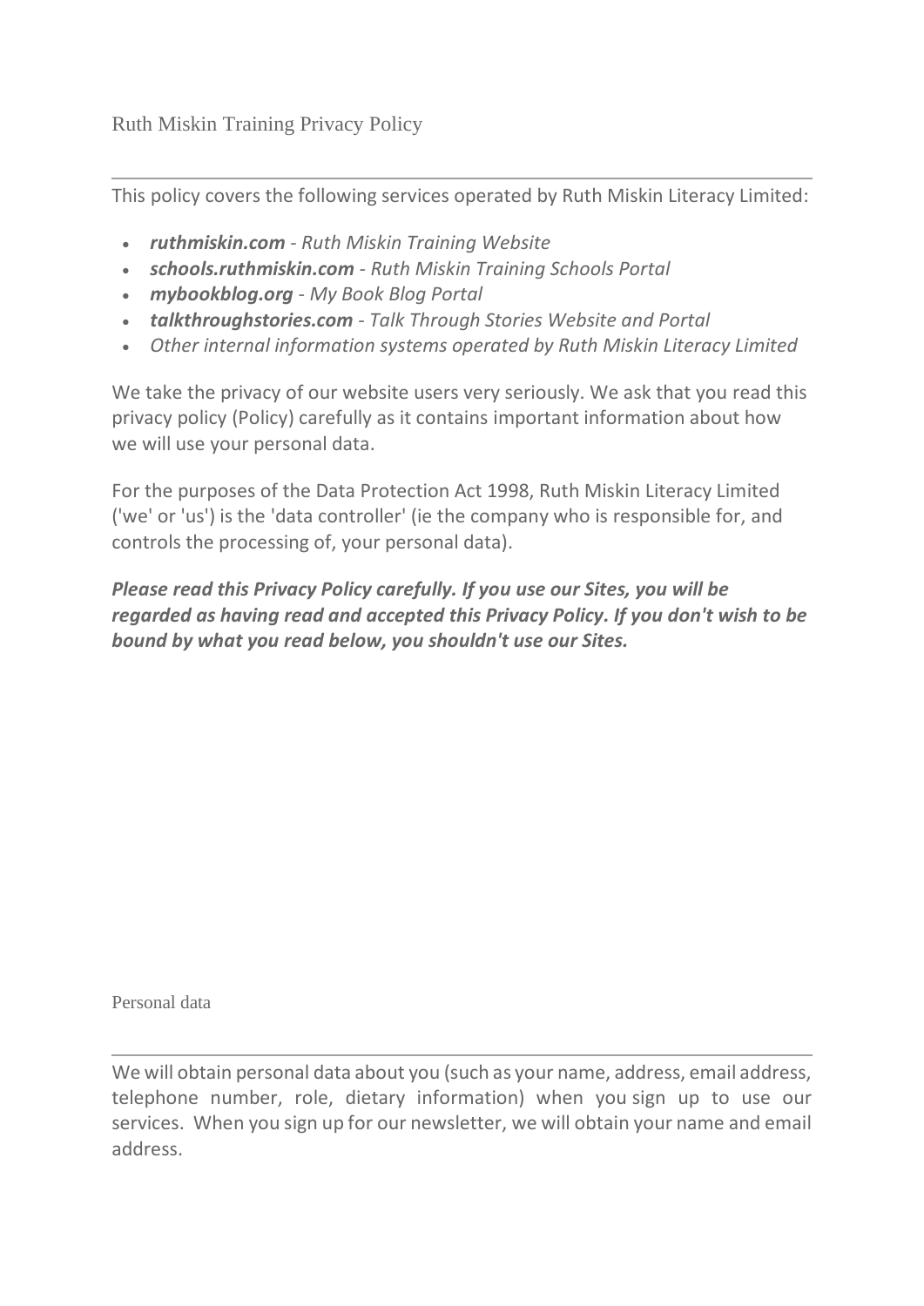# Ruth Miskin Training Privacy Policy

This policy covers the following services operated by Ruth Miskin Literacy Limited:

- ***ruthmiskin.com*** *- Ruth Miskin Training Website*
- ***schools.ruthmiskin.com*** *- Ruth Miskin Training Schools Portal*
- ***mybookblog.org*** *- My Book Blog Portal*
- ***talkthroughstories.com*** *- Talk Through Stories Website and Portal*
- *Other internal information systems operated by Ruth Miskin Literacy Limited*

We take the privacy of our website users very seriously. We ask that you read this privacy policy (Policy) carefully as it contains important information about how we will use your personal data.

For the purposes of the Data Protection Act 1998, Ruth Miskin Literacy Limited ('we' or 'us') is the 'data controller' (ie the company who is responsible for, and controls the processing of, your personal data).

***Please read this Privacy Policy carefully. If you use our Sites, you will be regarded as having read and accepted this Privacy Policy. If you don't wish to be bound by what you read below, you shouldn't use our Sites.***

## Personal data

We will obtain personal data about you (such as your name, address, email address, telephone number, role, dietary information) when you sign up to use our services. When you sign up for our newsletter, we will obtain your name and email address.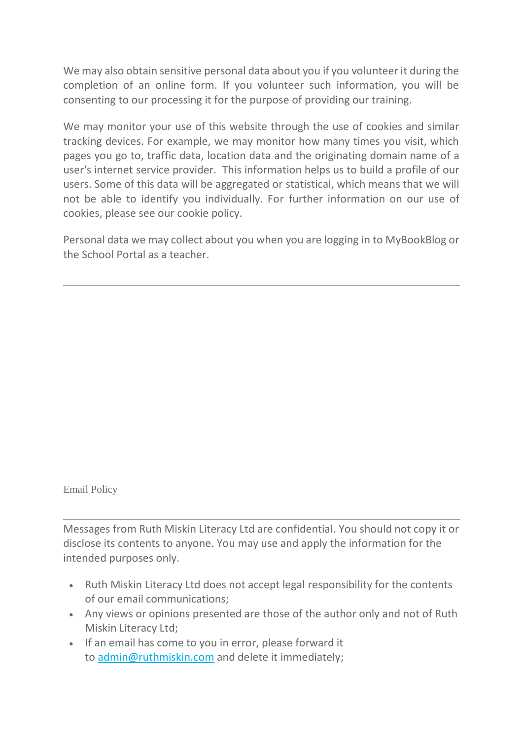We may also obtain sensitive personal data about you if you volunteer it during the completion of an online form. If you volunteer such information, you will be consenting to our processing it for the purpose of providing our training.

We may monitor your use of this website through the use of cookies and similar tracking devices. For example, we may monitor how many times you visit, which pages you go to, traffic data, location data and the originating domain name of a user's internet service provider. This information helps us to build a profile of our users. Some of this data will be aggregated or statistical, which means that we will not be able to identify you individually. For further information on our use of cookies, please see our cookie policy.

Personal data we may collect about you when you are logging in to MyBookBlog or the School Portal as a teacher.

---

Email Policy

---

Messages from Ruth Miskin Literacy Ltd are confidential. You should not copy it or disclose its contents to anyone. You may use and apply the information for the intended purposes only.

- Ruth Miskin Literacy Ltd does not accept legal responsibility for the contents of our email communications;
- Any views or opinions presented are those of the author only and not of Ruth Miskin Literacy Ltd;
- If an email has come to you in error, please forward it to admin@ruthmiskin.com and delete it immediately;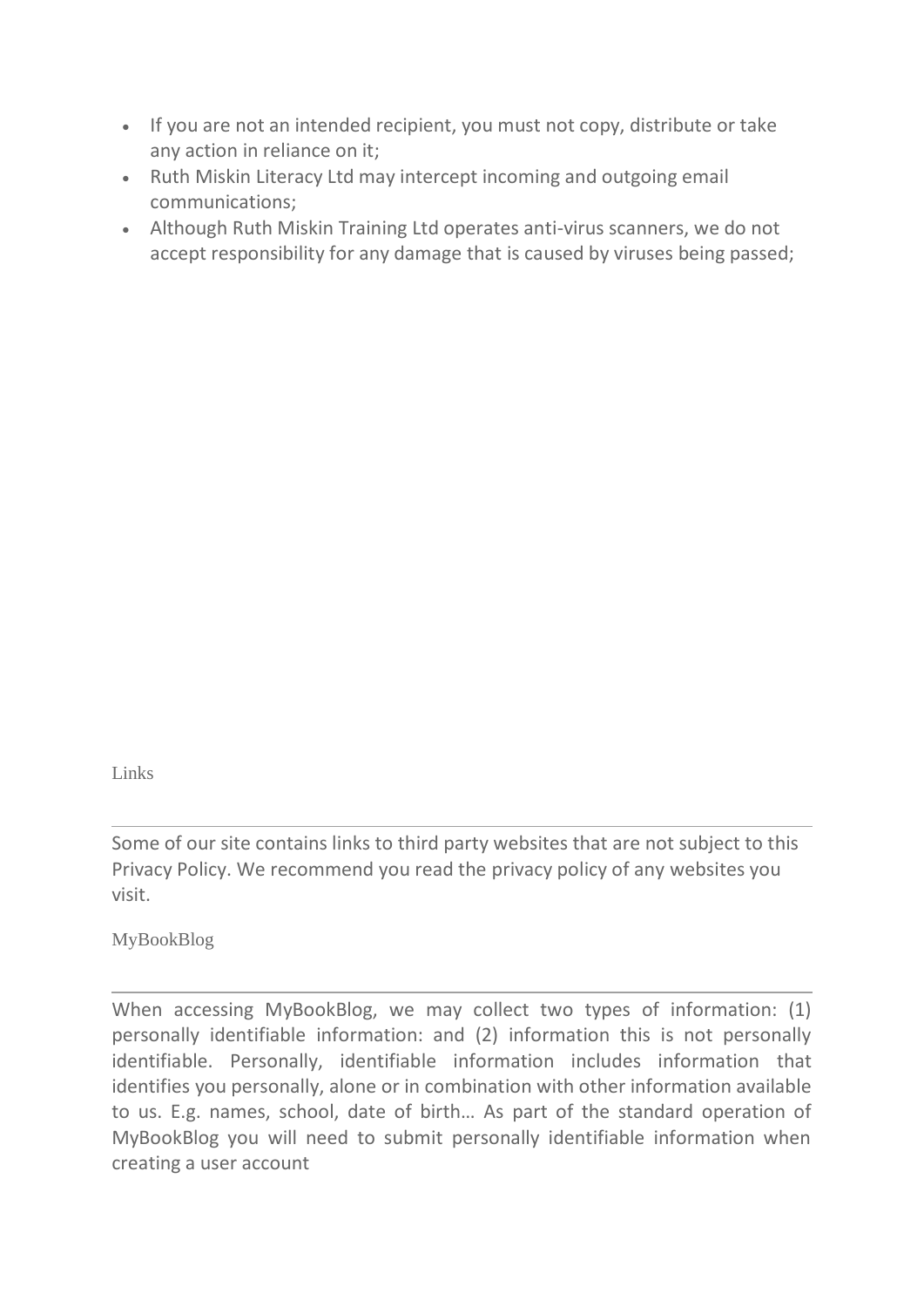- If you are not an intended recipient, you must not copy, distribute or take any action in reliance on it;
- Ruth Miskin Literacy Ltd may intercept incoming and outgoing email communications;
- Although Ruth Miskin Training Ltd operates anti-virus scanners, we do not accept responsibility for any damage that is caused by viruses being passed;

## Links

---

Some of our site contains links to third party websites that are not subject to this Privacy Policy. We recommend you read the privacy policy of any websites you visit.

## MyBookBlog

---

When accessing MyBookBlog, we may collect two types of information: (1) personally identifiable information: and (2) information this is not personally identifiable. Personally, identifiable information includes information that identifies you personally, alone or in combination with other information available to us. E.g. names, school, date of birth… As part of the standard operation of MyBookBlog you will need to submit personally identifiable information when creating a user account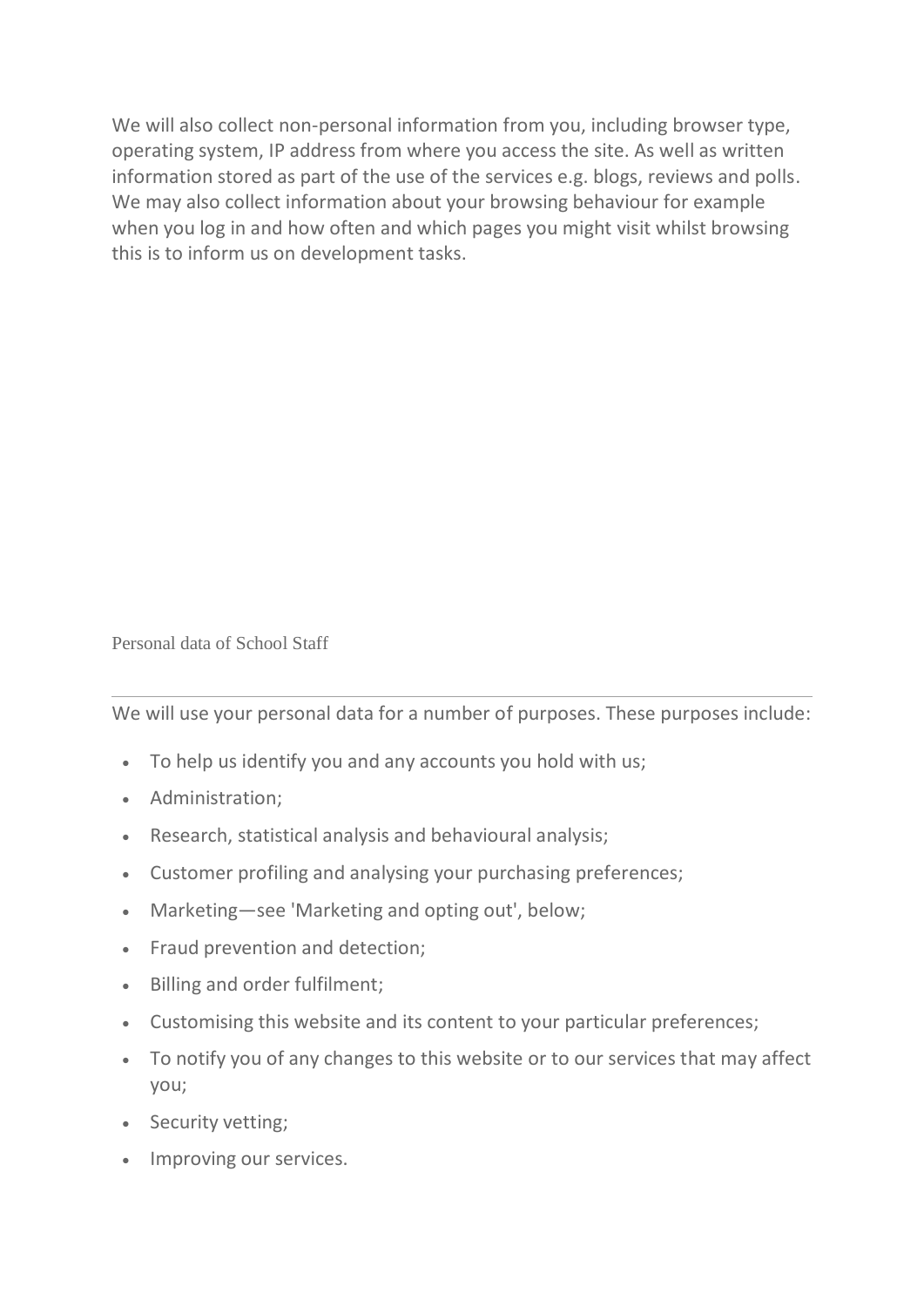We will also collect non-personal information from you, including browser type, operating system, IP address from where you access the site. As well as written information stored as part of the use of the services e.g. blogs, reviews and polls. We may also collect information about your browsing behaviour for example when you log in and how often and which pages you might visit whilst browsing this is to inform us on development tasks.

## Personal data of School Staff

---

We will use your personal data for a number of purposes. These purposes include:

- To help us identify you and any accounts you hold with us;
- Administration;
- Research, statistical analysis and behavioural analysis;
- Customer profiling and analysing your purchasing preferences;
- Marketing—see 'Marketing and opting out', below;
- Fraud prevention and detection;
- Billing and order fulfilment;
- Customising this website and its content to your particular preferences;
- To notify you of any changes to this website or to our services that may affect you;
- Security vetting;
- Improving our services.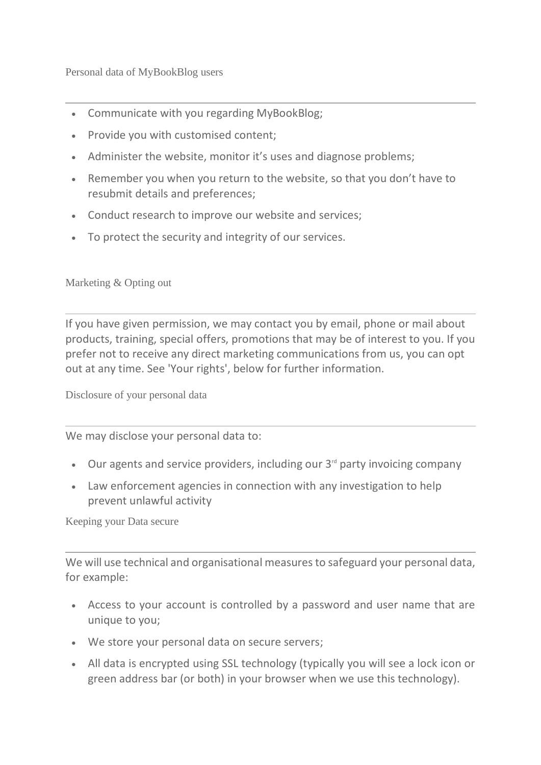## Personal data of MyBookBlog users

---

- Communicate with you regarding MyBookBlog;
- Provide you with customised content;
- Administer the website, monitor it's uses and diagnose problems;
- Remember you when you return to the website, so that you don't have to resubmit details and preferences;
- Conduct research to improve our website and services;
- To protect the security and integrity of our services.

## Marketing & Opting out

---

If you have given permission, we may contact you by email, phone or mail about products, training, special offers, promotions that may be of interest to you. If you prefer not to receive any direct marketing communications from us, you can opt out at any time. See 'Your rights', below for further information.

## Disclosure of your personal data

---

We may disclose your personal data to:

- Our agents and service providers, including our 3rd party invoicing company
- Law enforcement agencies in connection with any investigation to help prevent unlawful activity

## Keeping your Data secure

---

We will use technical and organisational measures to safeguard your personal data, for example:

- Access to your account is controlled by a password and user name that are unique to you;
- We store your personal data on secure servers;
- All data is encrypted using SSL technology (typically you will see a lock icon or green address bar (or both) in your browser when we use this technology).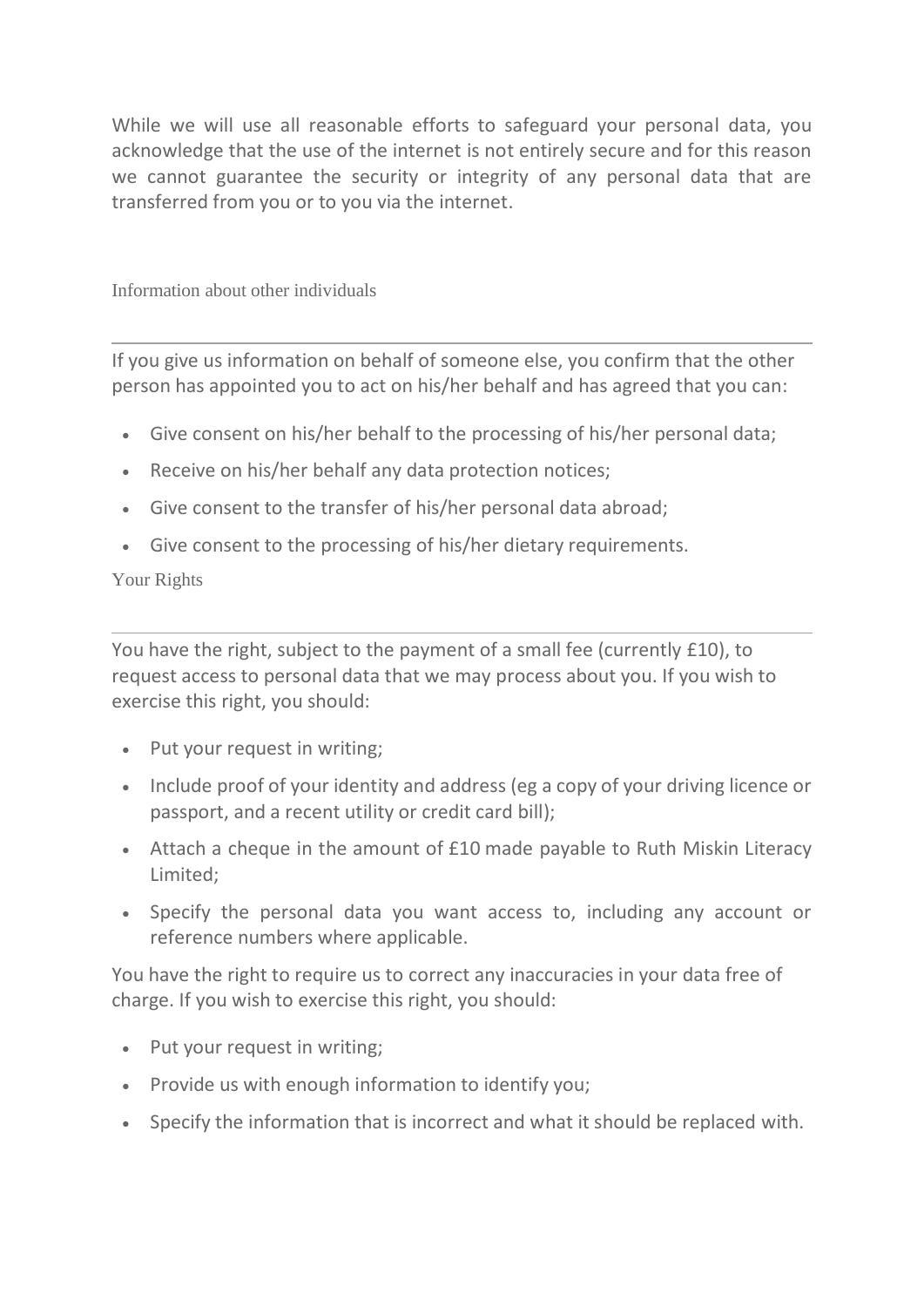While we will use all reasonable efforts to safeguard your personal data, you acknowledge that the use of the internet is not entirely secure and for this reason we cannot guarantee the security or integrity of any personal data that are transferred from you or to you via the internet.

## Information about other individuals

---

If you give us information on behalf of someone else, you confirm that the other person has appointed you to act on his/her behalf and has agreed that you can:

- Give consent on his/her behalf to the processing of his/her personal data;
- Receive on his/her behalf any data protection notices;
- Give consent to the transfer of his/her personal data abroad;
- Give consent to the processing of his/her dietary requirements.

## Your Rights

---

You have the right, subject to the payment of a small fee (currently £10), to request access to personal data that we may process about you. If you wish to exercise this right, you should:

- Put your request in writing;
- Include proof of your identity and address (eg a copy of your driving licence or passport, and a recent utility or credit card bill);
- Attach a cheque in the amount of £10 made payable to Ruth Miskin Literacy Limited;
- Specify the personal data you want access to, including any account or reference numbers where applicable.

You have the right to require us to correct any inaccuracies in your data free of charge. If you wish to exercise this right, you should:

- Put your request in writing;
- Provide us with enough information to identify you;
- Specify the information that is incorrect and what it should be replaced with.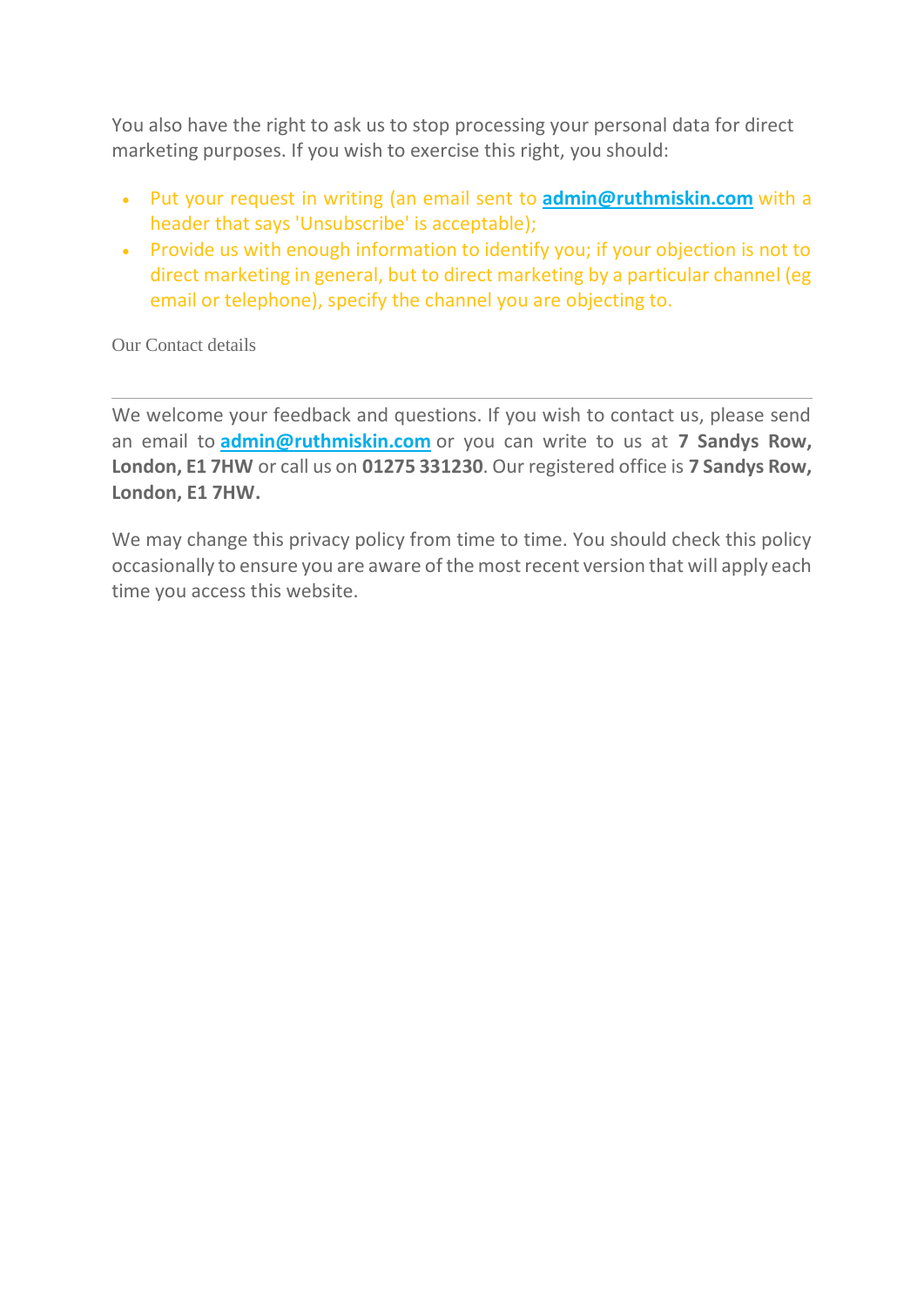You also have the right to ask us to stop processing your personal data for direct marketing purposes. If you wish to exercise this right, you should:

- Put your request in writing (an email sent to **admin@ruthmiskin.com** with a header that says 'Unsubscribe' is acceptable);
- Provide us with enough information to identify you; if your objection is not to direct marketing in general, but to direct marketing by a particular channel (eg email or telephone), specify the channel you are objecting to.

## Our Contact details

---

We welcome your feedback and questions. If you wish to contact us, please send an email to **admin@ruthmiskin.com** or you can write to us at **7 Sandys Row, London, E1 7HW** or call us on **01275 331230**. Our registered office is **7 Sandys Row, London, E1 7HW.**

We may change this privacy policy from time to time. You should check this policy occasionally to ensure you are aware of the most recent version that will apply each time you access this website.